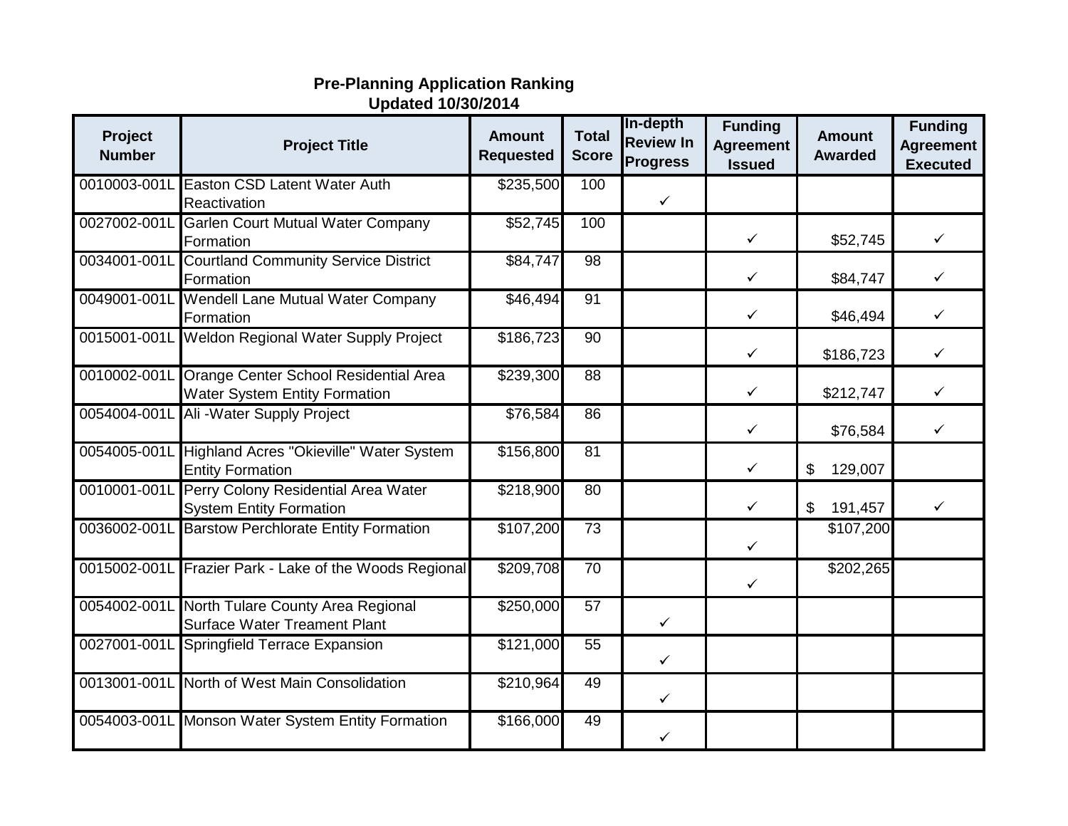**Pre-Planning Application Ranking**
**Updated 10/30/2014**

| Project Number | Project Title | Amount Requested | Total Score | In-depth Review In Progress | Funding Agreement Issued | Amount Awarded | Funding Agreement Executed |
|---|---|---|---|---|---|---|---|
| 0010003-001L | Easton CSD Latent Water Auth Reactivation | $235,500 | 100 | ✓ | | | |
| 0027002-001L | Garlen Court Mutual Water Company Formation | $52,745 | 100 | | ✓ | $52,745 | ✓ |
| 0034001-001L | Courtland Community Service District Formation | $84,747 | 98 | | ✓ | $84,747 | ✓ |
| 0049001-001L | Wendell Lane Mutual Water Company Formation | $46,494 | 91 | | ✓ | $46,494 | ✓ |
| 0015001-001L | Weldon Regional Water Supply Project | $186,723 | 90 | | ✓ | $186,723 | ✓ |
| 0010002-001L | Orange Center School Residential Area Water System Entity Formation | $239,300 | 88 | | ✓ | $212,747 | ✓ |
| 0054004-001L | Ali -Water Supply Project | $76,584 | 86 | | ✓ | $76,584 | ✓ |
| 0054005-001L | Highland Acres "Okieville" Water System Entity Formation | $156,800 | 81 | | ✓ | $ 129,007 | |
| 0010001-001L | Perry Colony Residential Area Water System Entity Formation | $218,900 | 80 | | ✓ | $ 191,457 | ✓ |
| 0036002-001L | Barstow Perchlorate Entity Formation | $107,200 | 73 | | ✓ | $107,200 | |
| 0015002-001L | Frazier Park - Lake of the Woods Regional | $209,708 | 70 | | ✓ | $202,265 | |
| 0054002-001L | North Tulare County Area Regional Surface Water Treament Plant | $250,000 | 57 | ✓ | | | |
| 0027001-001L | Springfield Terrace Expansion | $121,000 | 55 | ✓ | | | |
| 0013001-001L | North of West Main Consolidation | $210,964 | 49 | ✓ | | | |
| 0054003-001L | Monson Water System Entity Formation | $166,000 | 49 | ✓ | | | |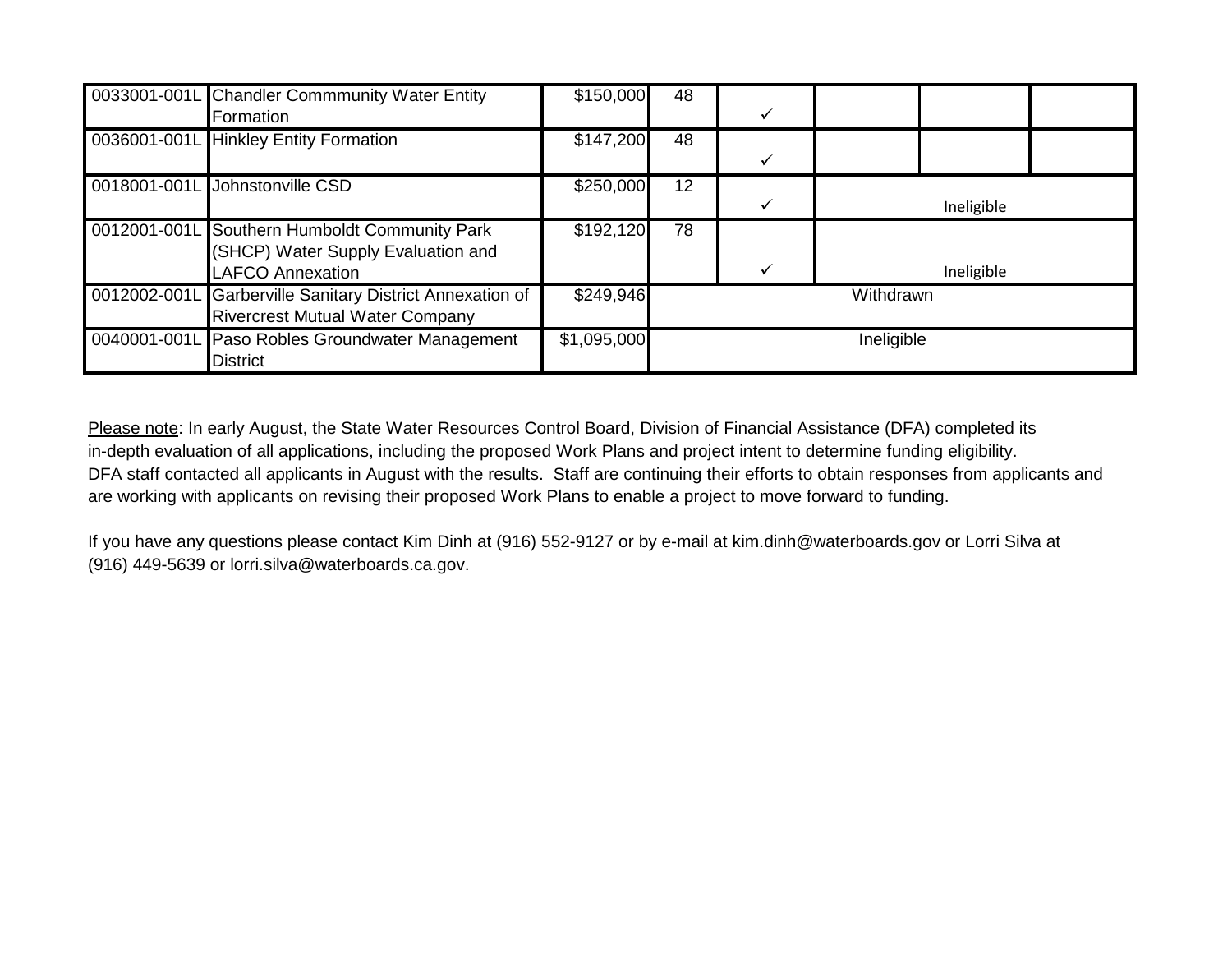| | | | | | | | |
|---|---|---|---|---|---|---|---|
| 0033001-001L | Chandler Commmunity Water Entity Formation | $150,000 | 48 | ✓ | | | |
| 0036001-001L | Hinkley Entity Formation | $147,200 | 48 | ✓ | | | |
| 0018001-001L | Johnstonville CSD | $250,000 | 12 | ✓ | Ineligible | | |
| 0012001-001L | Southern Humboldt Community Park (SHCP) Water Supply Evaluation and LAFCO Annexation | $192,120 | 78 | ✓ | Ineligible | | |
| 0012002-001L | Garberville Sanitary District Annexation of Rivercrest Mutual Water Company | $249,946 | Withdrawn | | | | |
| 0040001-001L | Paso Robles Groundwater Management District | $1,095,000 | Ineligible | | | | |

Please note: In early August, the State Water Resources Control Board, Division of Financial Assistance (DFA) completed its in-depth evaluation of all applications, including the proposed Work Plans and project intent to determine funding eligibility. DFA staff contacted all applicants in August with the results. Staff are continuing their efforts to obtain responses from applicants and are working with applicants on revising their proposed Work Plans to enable a project to move forward to funding.

If you have any questions please contact Kim Dinh at (916) 552-9127 or by e-mail at kim.dinh@waterboards.gov or Lorri Silva at (916) 449-5639 or lorri.silva@waterboards.ca.gov.